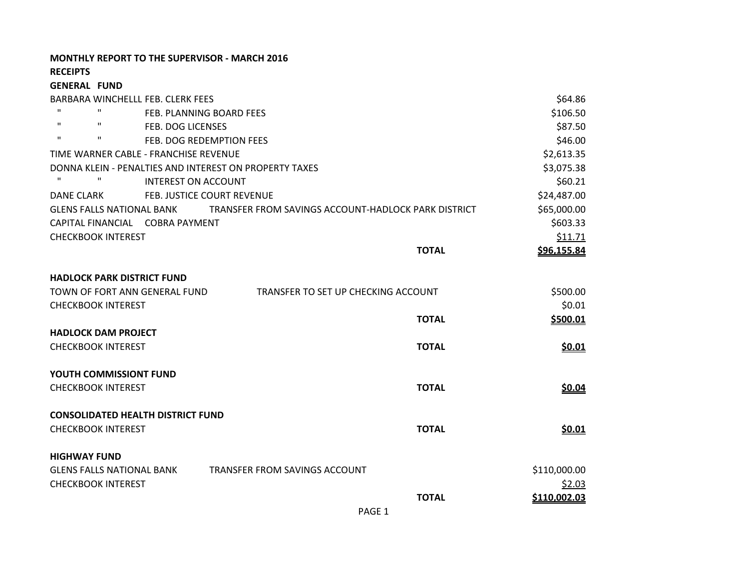**MONTHLY REPORT TO THE SUPERVISOR - MARCH 2016**

**RECEIPTS**

**GENERAL FUND**

| | | |
|---|---|---|
| BARBARA WINCHELLL FEB. CLERK FEES | | $64.86 |
| " " FEB. PLANNING BOARD FEES | | $106.50 |
| " " FEB. DOG LICENSES | | $87.50 |
| " " FEB. DOG REDEMPTION FEES | | $46.00 |
| TIME WARNER CABLE - FRANCHISE REVENUE | | $2,613.35 |
| DONNA KLEIN - PENALTIES AND INTEREST ON PROPERTY TAXES | | $3,075.38 |
| " " INTEREST ON ACCOUNT | | $60.21 |
| DANE CLARK FEB. JUSTICE COURT REVENUE | | $24,487.00 |
| GLENS FALLS NATIONAL BANK TRANSFER FROM SAVINGS ACCOUNT-HADLOCK PARK DISTRICT | | $65,000.00 |
| CAPITAL FINANCIAL COBRA PAYMENT | | $603.33 |
| CHECKBOOK INTEREST | | $11.71 |
| | **TOTAL** | **$96,155.84** |

**HADLOCK PARK DISTRICT FUND**

| | | |
|---|---|---|
| TOWN OF FORT ANN GENERAL FUND TRANSFER TO SET UP CHECKING ACCOUNT | | $500.00 |
| CHECKBOOK INTEREST | | $0.01 |
| | **TOTAL** | **$500.01** |

**HADLOCK DAM PROJECT**

| | | |
|---|---|---|
| CHECKBOOK INTEREST | **TOTAL** | **$0.01** |

**YOUTH COMMISSIONT FUND**

| | | |
|---|---|---|
| CHECKBOOK INTEREST | **TOTAL** | **$0.04** |

**CONSOLIDATED HEALTH DISTRICT FUND**

| | | |
|---|---|---|
| CHECKBOOK INTEREST | **TOTAL** | **$0.01** |

**HIGHWAY FUND**

| | | |
|---|---|---|
| GLENS FALLS NATIONAL BANK TRANSFER FROM SAVINGS ACCOUNT | | $110,000.00 |
| CHECKBOOK INTEREST | | $2.03 |
| | **TOTAL** | **$110,002.03** |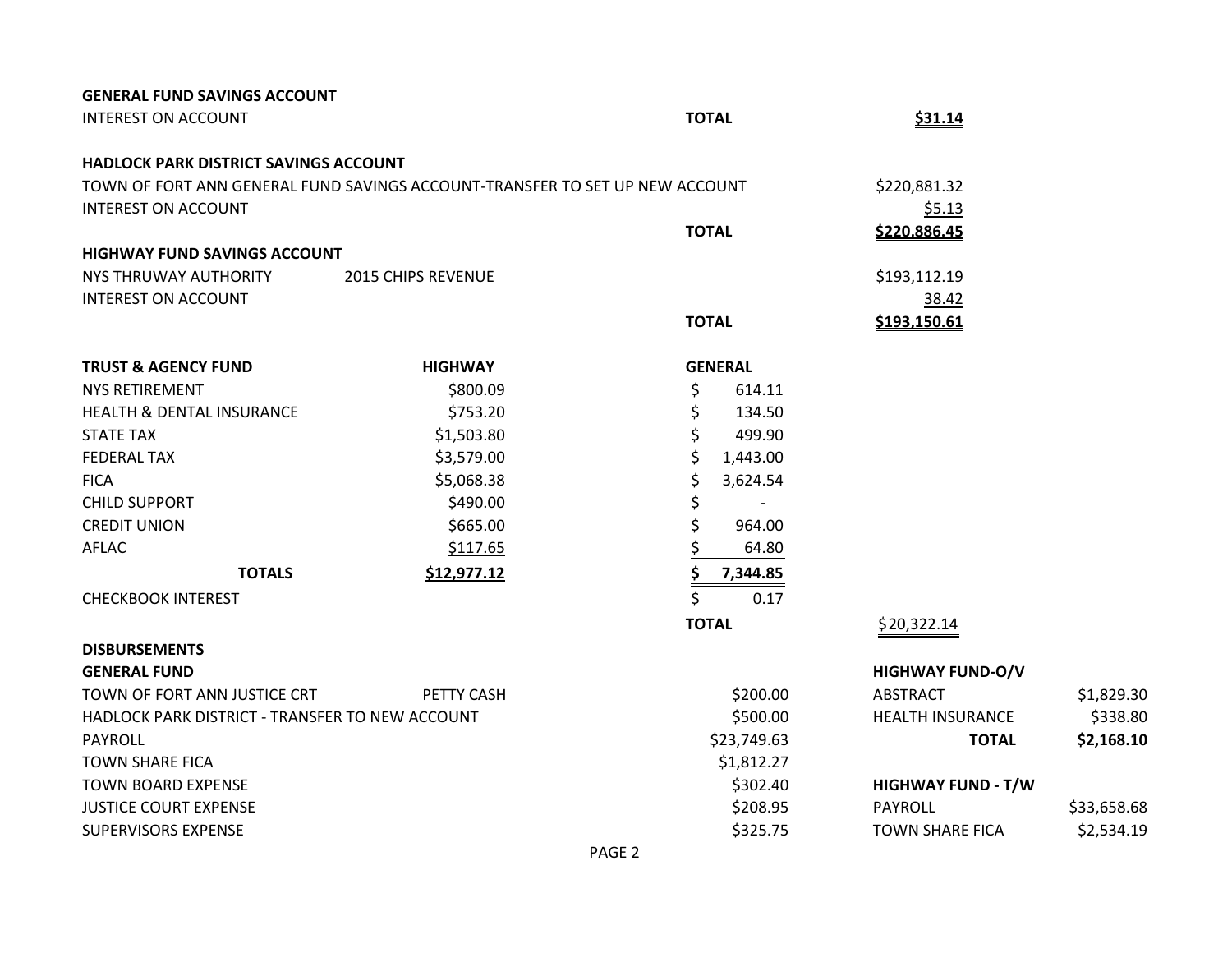**GENERAL FUND SAVINGS ACCOUNT**

| | | |
|---|---|---|
| INTEREST ON ACCOUNT | **TOTAL** | **$31.14** |

**HADLOCK PARK DISTRICT SAVINGS ACCOUNT**

| | | |
|---|---|---|
| TOWN OF FORT ANN GENERAL FUND SAVINGS ACCOUNT-TRANSFER TO SET UP NEW ACCOUNT | | $220,881.32 |
| INTEREST ON ACCOUNT | | $5.13 |
| | **TOTAL** | **$220,886.45** |

**HIGHWAY FUND SAVINGS ACCOUNT**

| | | | |
|---|---|---|---|
| NYS THRUWAY AUTHORITY | 2015 CHIPS REVENUE | | $193,112.19 |
| INTEREST ON ACCOUNT | | | 38.42 |
| | | **TOTAL** | **$193,150.61** |

| **TRUST & AGENCY FUND** | **HIGHWAY** | **GENERAL** | |
|---|---|---|---|
| NYS RETIREMENT | $800.09 | $ 614.11 | |
| HEALTH & DENTAL INSURANCE | $753.20 | $ 134.50 | |
| STATE TAX | $1,503.80 | $ 499.90 | |
| FEDERAL TAX | $3,579.00 | $ 1,443.00 | |
| FICA | $5,068.38 | $ 3,624.54 | |
| CHILD SUPPORT | $490.00 | $ - | |
| CREDIT UNION | $665.00 | $ 964.00 | |
| AFLAC | $117.65 | $ 64.80 | |
| **TOTALS** | **$12,977.12** | **$ 7,344.85** | |
| CHECKBOOK INTEREST | | $ 0.17 | |
| | | **TOTAL** | $20,322.14 |

**DISBURSEMENTS**

**GENERAL FUND**

| | | |
|---|---|---|
| TOWN OF FORT ANN JUSTICE CRT | PETTY CASH | $200.00 |
| HADLOCK PARK DISTRICT - TRANSFER TO NEW ACCOUNT | | $500.00 |
| PAYROLL | | $23,749.63 |
| TOWN SHARE FICA | | $1,812.27 |
| TOWN BOARD EXPENSE | | $302.40 |
| JUSTICE COURT EXPENSE | | $208.95 |
| SUPERVISORS EXPENSE | | $325.75 |

**HIGHWAY FUND-O/V**

| | |
|---|---|
| ABSTRACT | $1,829.30 |
| HEALTH INSURANCE | $338.80 |
| **TOTAL** | **$2,168.10** |

**HIGHWAY FUND - T/W**

| | |
|---|---|
| PAYROLL | $33,658.68 |
| TOWN SHARE FICA | $2,534.19 |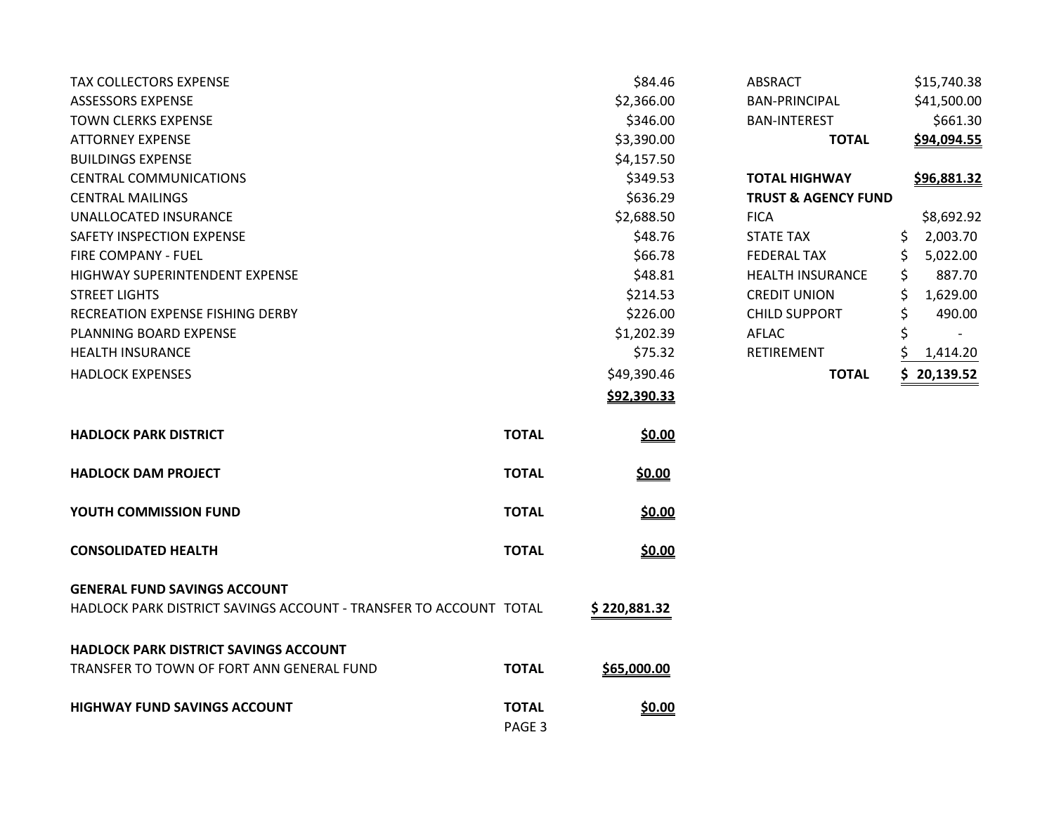| | |
|---|---|
| TAX COLLECTORS EXPENSE | $84.46 |
| ASSESSORS EXPENSE | $2,366.00 |
| TOWN CLERKS EXPENSE | $346.00 |
| ATTORNEY EXPENSE | $3,390.00 |
| BUILDINGS EXPENSE | $4,157.50 |
| CENTRAL COMMUNICATIONS | $349.53 |
| CENTRAL MAILINGS | $636.29 |
| UNALLOCATED INSURANCE | $2,688.50 |
| SAFETY INSPECTION EXPENSE | $48.76 |
| FIRE COMPANY - FUEL | $66.78 |
| HIGHWAY SUPERINTENDENT EXPENSE | $48.81 |
| STREET LIGHTS | $214.53 |
| RECREATION EXPENSE FISHING DERBY | $226.00 |
| PLANNING BOARD EXPENSE | $1,202.39 |
| HEALTH INSURANCE | $75.32 |
| HADLOCK EXPENSES | $49,390.46 |
| | **$92,390.33** |

| | | |
|---|---|---|
| **HADLOCK PARK DISTRICT** | **TOTAL** | **$0.00** |
| **HADLOCK DAM PROJECT** | **TOTAL** | **$0.00** |
| **YOUTH COMMISSION FUND** | **TOTAL** | **$0.00** |
| **CONSOLIDATED HEALTH** | **TOTAL** | **$0.00** |
| **GENERAL FUND SAVINGS ACCOUNT** | | |
| HADLOCK PARK DISTRICT SAVINGS ACCOUNT - TRANSFER TO ACCOUNT | TOTAL | **$ 220,881.32** |
| **HADLOCK PARK DISTRICT SAVINGS ACCOUNT** | | |
| TRANSFER TO TOWN OF FORT ANN GENERAL FUND | **TOTAL** | **$65,000.00** |
| **HIGHWAY FUND SAVINGS ACCOUNT** | **TOTAL** | **$0.00** |

| | |
|---|---|
| ABSRACT | $15,740.38 |
| BAN-PRINCIPAL | $41,500.00 |
| BAN-INTEREST | $661.30 |
| **TOTAL** | **$94,094.55** |
| **TOTAL HIGHWAY** | **$96,881.32** |

| **TRUST & AGENCY FUND** | |
|---|---|
| FICA | $8,692.92 |
| STATE TAX | $ 2,003.70 |
| FEDERAL TAX | $ 5,022.00 |
| HEALTH INSURANCE | $ 887.70 |
| CREDIT UNION | $ 1,629.00 |
| CHILD SUPPORT | $ 490.00 |
| AFLAC | $ - |
| RETIREMENT | $ 1,414.20 |
| **TOTAL** | **$ 20,139.52** |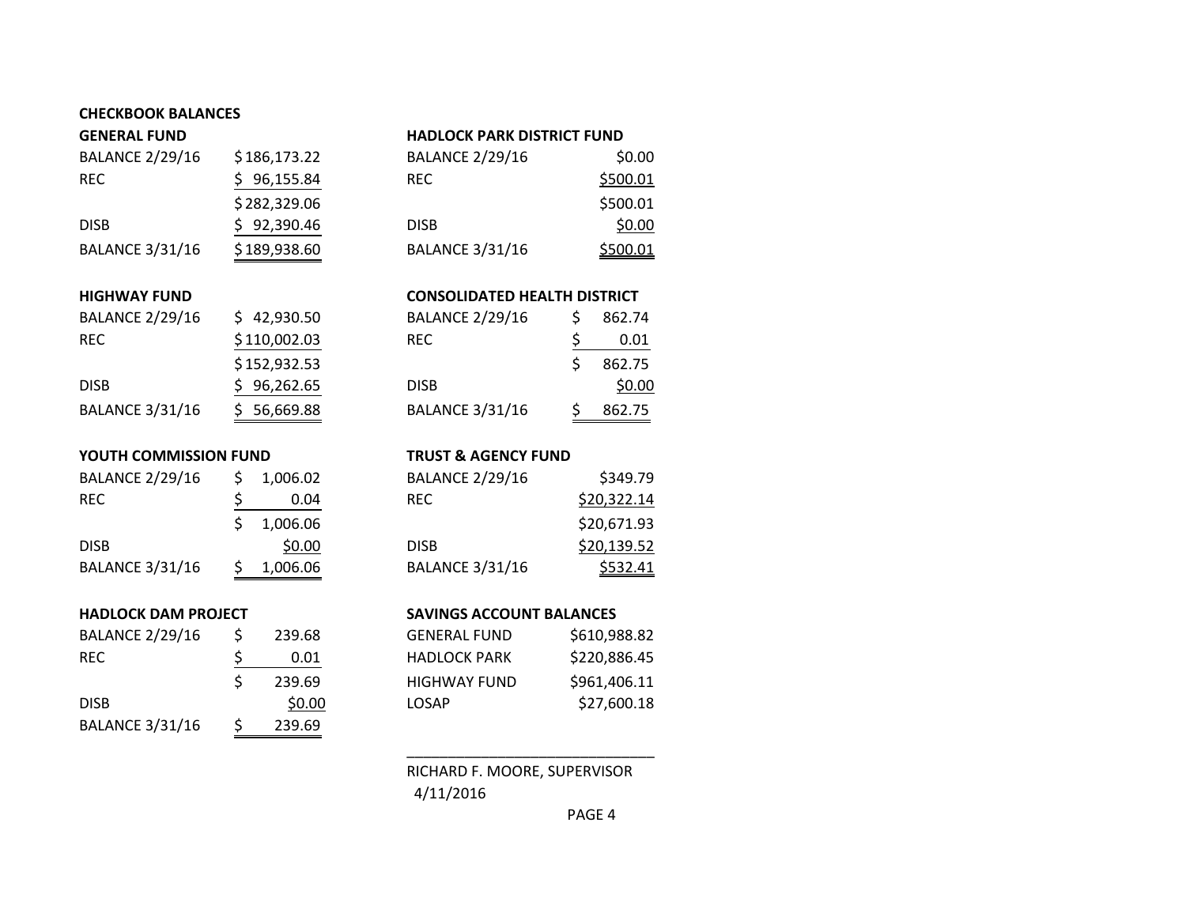**CHECKBOOK BALANCES**

**GENERAL FUND**

| | |
|---|---|
| BALANCE 2/29/16 | $ 186,173.22 |
| REC | $ 96,155.84 |
| | $ 282,329.06 |
| DISB | $ 92,390.46 |
| BALANCE 3/31/16 | $ 189,938.60 |

**HIGHWAY FUND**

| | |
|---|---|
| BALANCE 2/29/16 | $ 42,930.50 |
| REC | $ 110,002.03 |
| | $ 152,932.53 |
| DISB | $ 96,262.65 |
| BALANCE 3/31/16 | $ 56,669.88 |

**YOUTH COMMISSION FUND**

| | |
|---|---|
| BALANCE 2/29/16 | $ 1,006.02 |
| REC | $ 0.04 |
| | $ 1,006.06 |
| DISB | $0.00 |
| BALANCE 3/31/16 | $ 1,006.06 |

**HADLOCK DAM PROJECT**

| | |
|---|---|
| BALANCE 2/29/16 | $ 239.68 |
| REC | $ 0.01 |
| | $ 239.69 |
| DISB | $0.00 |
| BALANCE 3/31/16 | $ 239.69 |

**HADLOCK PARK DISTRICT FUND**

| | |
|---|---|
| BALANCE 2/29/16 | $0.00 |
| REC | $500.01 |
| | $500.01 |
| DISB | $0.00 |
| BALANCE 3/31/16 | $500.01 |

**CONSOLIDATED HEALTH DISTRICT**

| | |
|---|---|
| BALANCE 2/29/16 | $ 862.74 |
| REC | $ 0.01 |
| | $ 862.75 |
| DISB | $0.00 |
| BALANCE 3/31/16 | $ 862.75 |

**TRUST & AGENCY FUND**

| | |
|---|---|
| BALANCE 2/29/16 | $349.79 |
| REC | $20,322.14 |
| | $20,671.93 |
| DISB | $20,139.52 |
| BALANCE 3/31/16 | $532.41 |

**SAVINGS ACCOUNT BALANCES**

| | |
|---|---|
| GENERAL FUND | $610,988.82 |
| HADLOCK PARK | $220,886.45 |
| HIGHWAY FUND | $961,406.11 |
| LOSAP | $27,600.18 |

______________________________

RICHARD F. MOORE, SUPERVISOR

4/11/2016